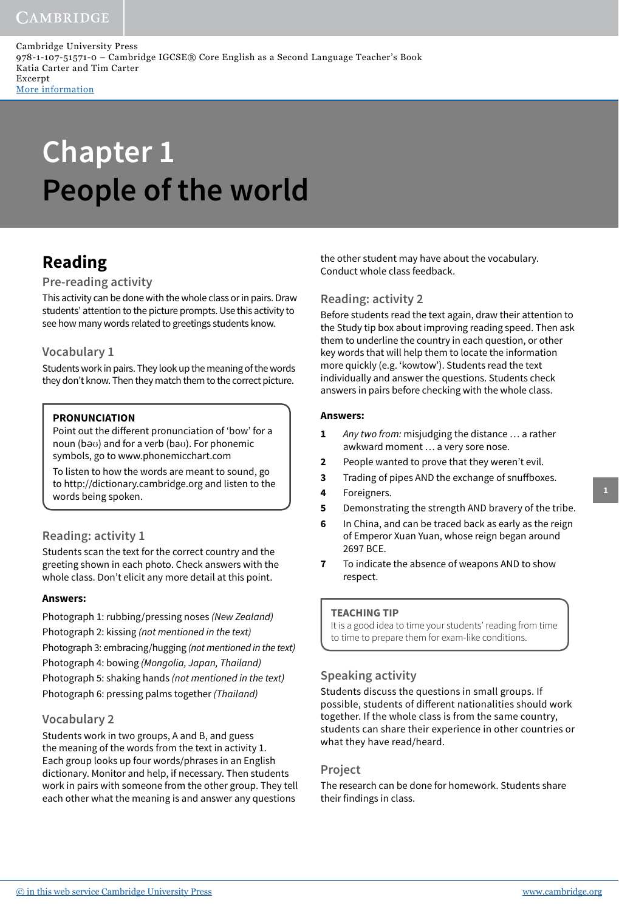# Chapter 1
# People of the world

## Reading

### Pre-reading activity

This activity can be done with the whole class or in pairs. Draw students' attention to the picture prompts. Use this activity to see how many words related to greetings students know.

### Vocabulary 1

Students work in pairs. They look up the meaning of the words they don't know. Then they match them to the correct picture.

> **PRONUNCIATION**
> Point out the different pronunciation of 'bow' for a noun (bəʊ) and for a verb (baʊ). For phonemic symbols, go to www.phonemicchart.com
> To listen to how the words are meant to sound, go to http://dictionary.cambridge.org and listen to the words being spoken.

### Reading: activity 1

Students scan the text for the correct country and the greeting shown in each photo. Check answers with the whole class. Don't elicit any more detail at this point.

**Answers:**

Photograph 1: rubbing/pressing noses *(New Zealand)*
Photograph 2: kissing *(not mentioned in the text)*
Photograph 3: embracing/hugging *(not mentioned in the text)*
Photograph 4: bowing *(Mongolia, Japan, Thailand)*
Photograph 5: shaking hands *(not mentioned in the text)*
Photograph 6: pressing palms together *(Thailand)*

### Vocabulary 2

Students work in two groups, A and B, and guess the meaning of the words from the text in activity 1. Each group looks up four words/phrases in an English dictionary. Monitor and help, if necessary. Then students work in pairs with someone from the other group. They tell each other what the meaning is and answer any questions the other student may have about the vocabulary. Conduct whole class feedback.

### Reading: activity 2

Before students read the text again, draw their attention to the Study tip box about improving reading speed. Then ask them to underline the country in each question, or other key words that will help them to locate the information more quickly (e.g. 'kowtow'). Students read the text individually and answer the questions. Students check answers in pairs before checking with the whole class.

**Answers:**

1. *Any two from:* misjudging the distance … a rather awkward moment … a very sore nose.
2. People wanted to prove that they weren't evil.
3. Trading of pipes AND the exchange of snuffboxes.
4. Foreigners.
5. Demonstrating the strength AND bravery of the tribe.
6. In China, and can be traced back as early as the reign of Emperor Xuan Yuan, whose reign began around 2697 BCE.
7. To indicate the absence of weapons AND to show respect.

> **TEACHING TIP**
> It is a good idea to time your students' reading from time to time to prepare them for exam-like conditions.

### Speaking activity

Students discuss the questions in small groups. If possible, students of different nationalities should work together. If the whole class is from the same country, students can share their experience in other countries or what they have read/heard.

### Project

The research can be done for homework. Students share their findings in class.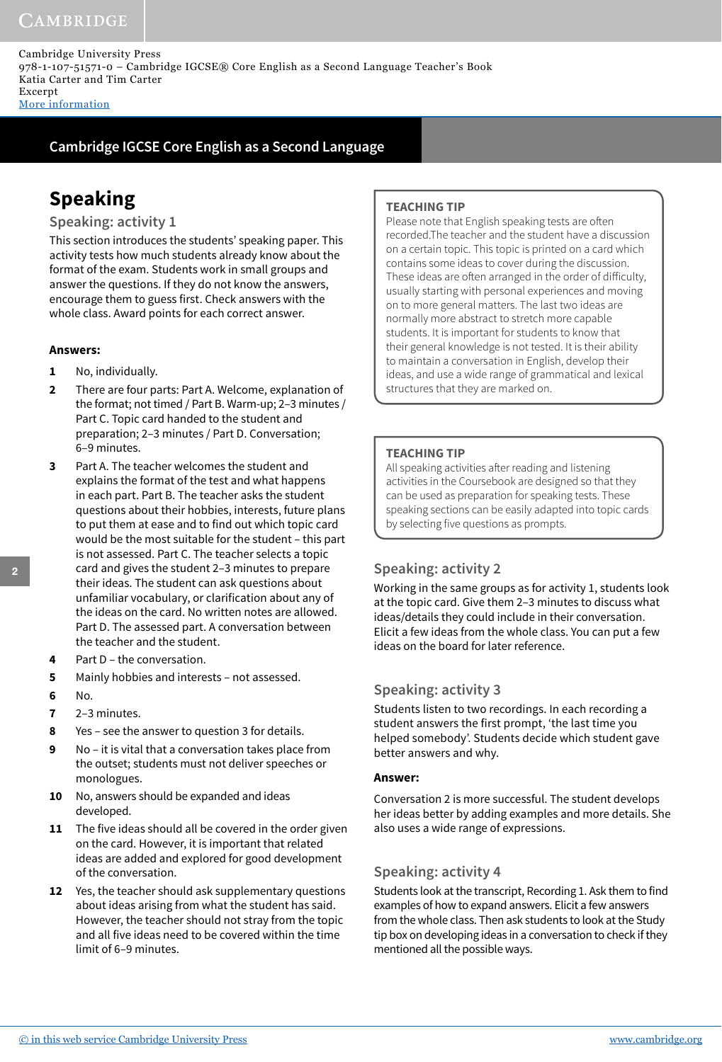# Speaking

## Speaking: activity 1

This section introduces the students' speaking paper. This activity tests how much students already know about the format of the exam. Students work in small groups and answer the questions. If they do not know the answers, encourage them to guess first. Check answers with the whole class. Award points for each correct answer.

**Answers:**

1. No, individually.
2. There are four parts: Part A. Welcome, explanation of the format; not timed / Part B. Warm-up; 2–3 minutes / Part C. Topic card handed to the student and preparation; 2–3 minutes / Part D. Conversation; 6–9 minutes.
3. Part A. The teacher welcomes the student and explains the format of the test and what happens in each part. Part B. The teacher asks the student questions about their hobbies, interests, future plans to put them at ease and to find out which topic card would be the most suitable for the student – this part is not assessed. Part C. The teacher selects a topic card and gives the student 2–3 minutes to prepare their ideas. The student can ask questions about unfamiliar vocabulary, or clarification about any of the ideas on the card. No written notes are allowed. Part D. The assessed part. A conversation between the teacher and the student.
4. Part D – the conversation.
5. Mainly hobbies and interests – not assessed.
6. No.
7. 2–3 minutes.
8. Yes – see the answer to question 3 for details.
9. No – it is vital that a conversation takes place from the outset; students must not deliver speeches or monologues.
10. No, answers should be expanded and ideas developed.
11. The five ideas should all be covered in the order given on the card. However, it is important that related ideas are added and explored for good development of the conversation.
12. Yes, the teacher should ask supplementary questions about ideas arising from what the student has said. However, the teacher should not stray from the topic and all five ideas need to be covered within the time limit of 6–9 minutes.

**TEACHING TIP**

Please note that English speaking tests are often recorded.The teacher and the student have a discussion on a certain topic. This topic is printed on a card which contains some ideas to cover during the discussion. These ideas are often arranged in the order of difficulty, usually starting with personal experiences and moving on to more general matters. The last two ideas are normally more abstract to stretch more capable students. It is important for students to know that their general knowledge is not tested. It is their ability to maintain a conversation in English, develop their ideas, and use a wide range of grammatical and lexical structures that they are marked on.

**TEACHING TIP**

All speaking activities after reading and listening activities in the Coursebook are designed so that they can be used as preparation for speaking tests. These speaking sections can be easily adapted into topic cards by selecting five questions as prompts.

## Speaking: activity 2

Working in the same groups as for activity 1, students look at the topic card. Give them 2–3 minutes to discuss what ideas/details they could include in their conversation. Elicit a few ideas from the whole class. You can put a few ideas on the board for later reference.

## Speaking: activity 3

Students listen to two recordings. In each recording a student answers the first prompt, 'the last time you helped somebody'. Students decide which student gave better answers and why.

**Answer:**

Conversation 2 is more successful. The student develops her ideas better by adding examples and more details. She also uses a wide range of expressions.

## Speaking: activity 4

Students look at the transcript, Recording 1. Ask them to find examples of how to expand answers. Elicit a few answers from the whole class. Then ask students to look at the Study tip box on developing ideas in a conversation to check if they mentioned all the possible ways.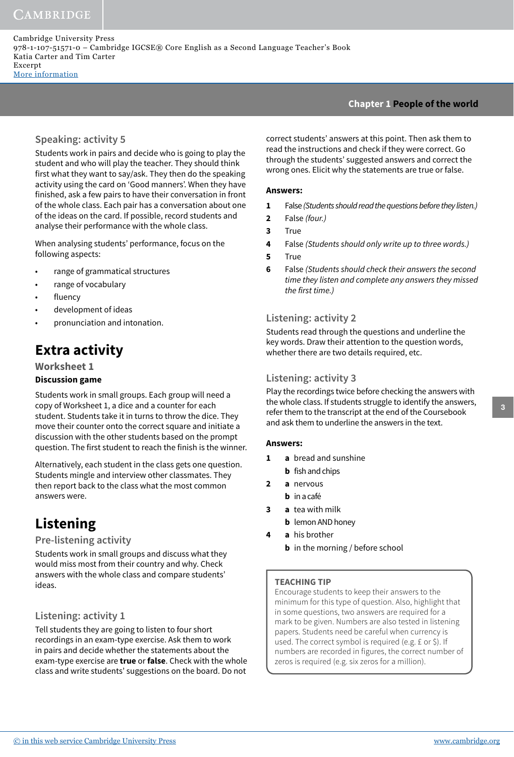### Speaking: activity 5

Students work in pairs and decide who is going to play the student and who will play the teacher. They should think first what they want to say/ask. They then do the speaking activity using the card on 'Good manners'. When they have finished, ask a few pairs to have their conversation in front of the whole class. Each pair has a conversation about one of the ideas on the card. If possible, record students and analyse their performance with the whole class.

When analysing students' performance, focus on the following aspects:

- range of grammatical structures
- range of vocabulary
- fluency
- development of ideas
- pronunciation and intonation.

# Extra activity

### Worksheet 1

**Discussion game**

Students work in small groups. Each group will need a copy of Worksheet 1, a dice and a counter for each student. Students take it in turns to throw the dice. They move their counter onto the correct square and initiate a discussion with the other students based on the prompt question. The first student to reach the finish is the winner.

Alternatively, each student in the class gets one question. Students mingle and interview other classmates. They then report back to the class what the most common answers were.

# Listening

### Pre-listening activity

Students work in small groups and discuss what they would miss most from their country and why. Check answers with the whole class and compare students' ideas.

### Listening: activity 1

Tell students they are going to listen to four short recordings in an exam-type exercise. Ask them to work in pairs and decide whether the statements about the exam-type exercise are **true** or **false**. Check with the whole class and write students' suggestions on the board. Do not correct students' answers at this point. Then ask them to read the instructions and check if they were correct. Go through the students' suggested answers and correct the wrong ones. Elicit why the statements are true or false.

**Answers:**

1. False *(Students should read the questions before they listen.)*
2. False *(four.)*
3. True
4. False *(Students should only write up to three words.)*
5. True
6. False *(Students should check their answers the second time they listen and complete any answers they missed the first time.)*

### Listening: activity 2

Students read through the questions and underline the key words. Draw their attention to the question words, whether there are two details required, etc.

### Listening: activity 3

Play the recordings twice before checking the answers with the whole class. If students struggle to identify the answers, refer them to the transcript at the end of the Coursebook and ask them to underline the answers in the text.

**Answers:**

1. **a** bread and sunshine
   **b** fish and chips
2. **a** nervous
   **b** in a café
3. **a** tea with milk
   **b** lemon AND honey
4. **a** his brother
   **b** in the morning / before school

> **TEACHING TIP**
> Encourage students to keep their answers to the minimum for this type of question. Also, highlight that in some questions, two answers are required for a mark to be given. Numbers are also tested in listening papers. Students need be careful when currency is used. The correct symbol is required (e.g. £ or $). If numbers are recorded in figures, the correct number of zeros is required (e.g. six zeros for a million).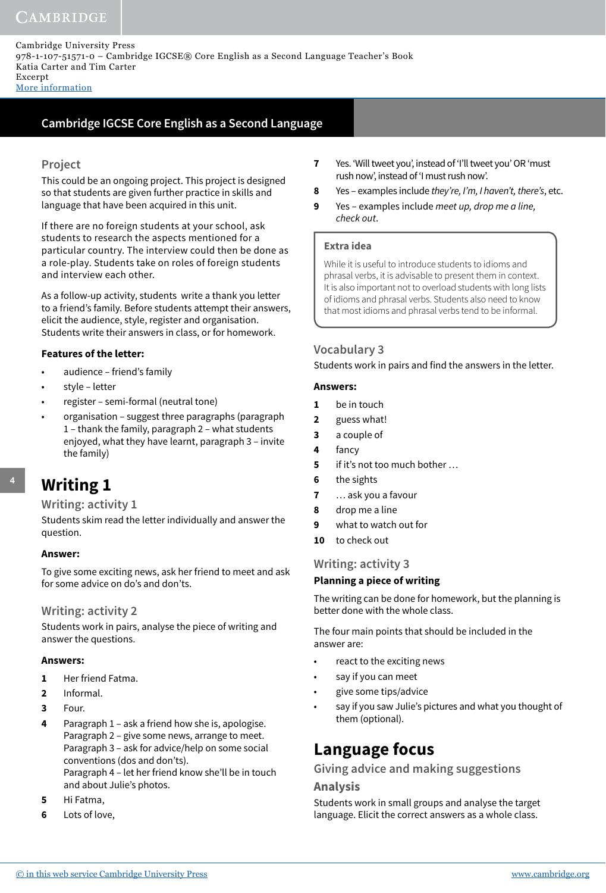## Project

This could be an ongoing project. This project is designed so that students are given further practice in skills and language that have been acquired in this unit.

If there are no foreign students at your school, ask students to research the aspects mentioned for a particular country. The interview could then be done as a role-play. Students take on roles of foreign students and interview each other.

As a follow-up activity, students write a thank you letter to a friend's family. Before students attempt their answers, elicit the audience, style, register and organisation. Students write their answers in class, or for homework.

**Features of the letter:**

- audience – friend's family
- style – letter
- register – semi-formal (neutral tone)
- organisation – suggest three paragraphs (paragraph 1 – thank the family, paragraph 2 – what students enjoyed, what they have learnt, paragraph 3 – invite the family)

# Writing 1

## Writing: activity 1

Students skim read the letter individually and answer the question.

**Answer:**

To give some exciting news, ask her friend to meet and ask for some advice on do's and don'ts.

## Writing: activity 2

Students work in pairs, analyse the piece of writing and answer the questions.

**Answers:**

1. Her friend Fatma.
2. Informal.
3. Four.
4. Paragraph 1 – ask a friend how she is, apologise.
   Paragraph 2 – give some news, arrange to meet.
   Paragraph 3 – ask for advice/help on some social conventions (dos and don'ts).
   Paragraph 4 – let her friend know she'll be in touch and about Julie's photos.
5. Hi Fatma,
6. Lots of love,
7. Yes. 'Will tweet you', instead of 'I'll tweet you' OR 'must rush now', instead of 'I must rush now'.
8. Yes – examples include *they're, I'm, I haven't, there's*, etc.
9. Yes – examples include *meet up, drop me a line, check out*.

> **Extra idea**
>
> While it is useful to introduce students to idioms and phrasal verbs, it is advisable to present them in context. It is also important not to overload students with long lists of idioms and phrasal verbs. Students also need to know that most idioms and phrasal verbs tend to be informal.

## Vocabulary 3

Students work in pairs and find the answers in the letter.

**Answers:**

1. be in touch
2. guess what!
3. a couple of
4. fancy
5. if it's not too much bother …
6. the sights
7. … ask you a favour
8. drop me a line
9. what to watch out for
10. to check out

## Writing: activity 3

**Planning a piece of writing**

The writing can be done for homework, but the planning is better done with the whole class.

The four main points that should be included in the answer are:

- react to the exciting news
- say if you can meet
- give some tips/advice
- say if you saw Julie's pictures and what you thought of them (optional).

# Language focus

## Giving advice and making suggestions

### Analysis

Students work in small groups and analyse the target language. Elicit the correct answers as a whole class.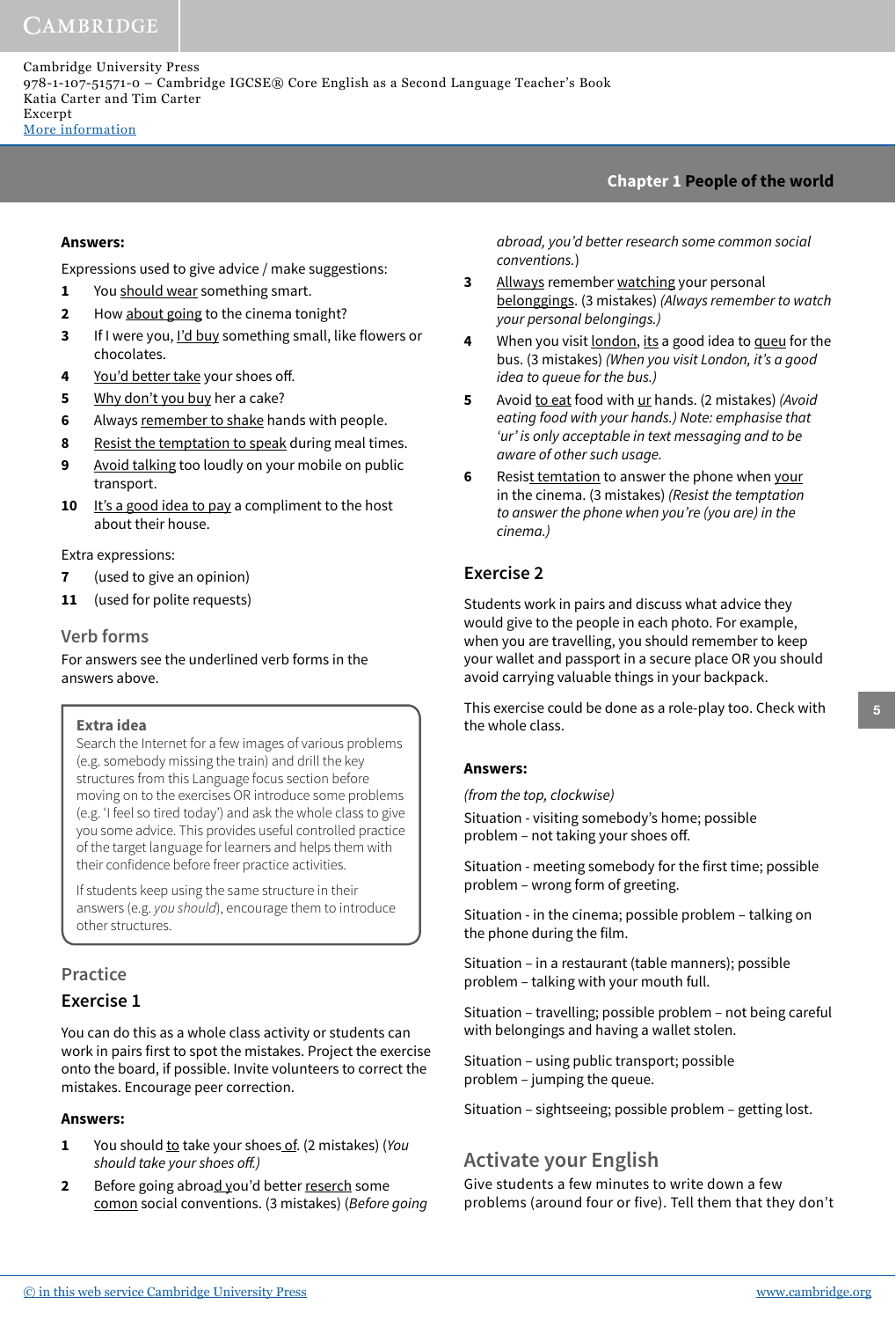**Answers:**

Expressions used to give advice / make suggestions:

1. You should wear something smart.
2. How about going to the cinema tonight?
3. If I were you, I'd buy something small, like flowers or chocolates.
4. You'd better take your shoes off.
5. Why don't you buy her a cake?
6. Always remember to shake hands with people.
8. Resist the temptation to speak during meal times.
9. Avoid talking too loudly on your mobile on public transport.
10. It's a good idea to pay a compliment to the host about their house.

Extra expressions:

7. (used to give an opinion)
11. (used for polite requests)

## Verb forms

For answers see the underlined verb forms in the answers above.

> **Extra idea**
>
> Search the Internet for a few images of various problems (e.g. somebody missing the train) and drill the key structures from this Language focus section before moving on to the exercises OR introduce some problems (e.g. 'I feel so tired today') and ask the whole class to give you some advice. This provides useful controlled practice of the target language for learners and helps them with their confidence before freer practice activities.
>
> If students keep using the same structure in their answers (e.g. *you should*), encourage them to introduce other structures.

## Practice

### Exercise 1

You can do this as a whole class activity or students can work in pairs first to spot the mistakes. Project the exercise onto the board, if possible. Invite volunteers to correct the mistakes. Encourage peer correction.

**Answers:**

1. You should to take your shoes of. (2 mistakes) (*You should take your shoes off.*)
2. Before going abroad you'd better reserch some comon social conventions. (3 mistakes) (*Before going abroad, you'd better research some common social conventions.*)
3. Allways remember watching your personal belonggings. (3 mistakes) (*Always remember to watch your personal belongings.*)
4. When you visit london, its a good idea to queu for the bus. (3 mistakes) (*When you visit London, it's a good idea to queue for the bus.*)
5. Avoid to eat food with ur hands. (2 mistakes) (*Avoid eating food with your hands.) Note: emphasise that 'ur' is only acceptable in text messaging and to be aware of other such usage.*
6. Resist temtation to answer the phone when your in the cinema. (3 mistakes) (*Resist the temptation to answer the phone when you're (you are) in the cinema.*)

### Exercise 2

Students work in pairs and discuss what advice they would give to the people in each photo. For example, when you are travelling, you should remember to keep your wallet and passport in a secure place OR you should avoid carrying valuable things in your backpack.

This exercise could be done as a role-play too. Check with the whole class.

**Answers:**

*(from the top, clockwise)*

Situation - visiting somebody's home; possible problem – not taking your shoes off.

Situation - meeting somebody for the first time; possible problem – wrong form of greeting.

Situation - in the cinema; possible problem – talking on the phone during the film.

Situation – in a restaurant (table manners); possible problem – talking with your mouth full.

Situation – travelling; possible problem – not being careful with belongings and having a wallet stolen.

Situation – using public transport; possible problem – jumping the queue.

Situation – sightseeing; possible problem – getting lost.

## Activate your English

Give students a few minutes to write down a few problems (around four or five). Tell them that they don't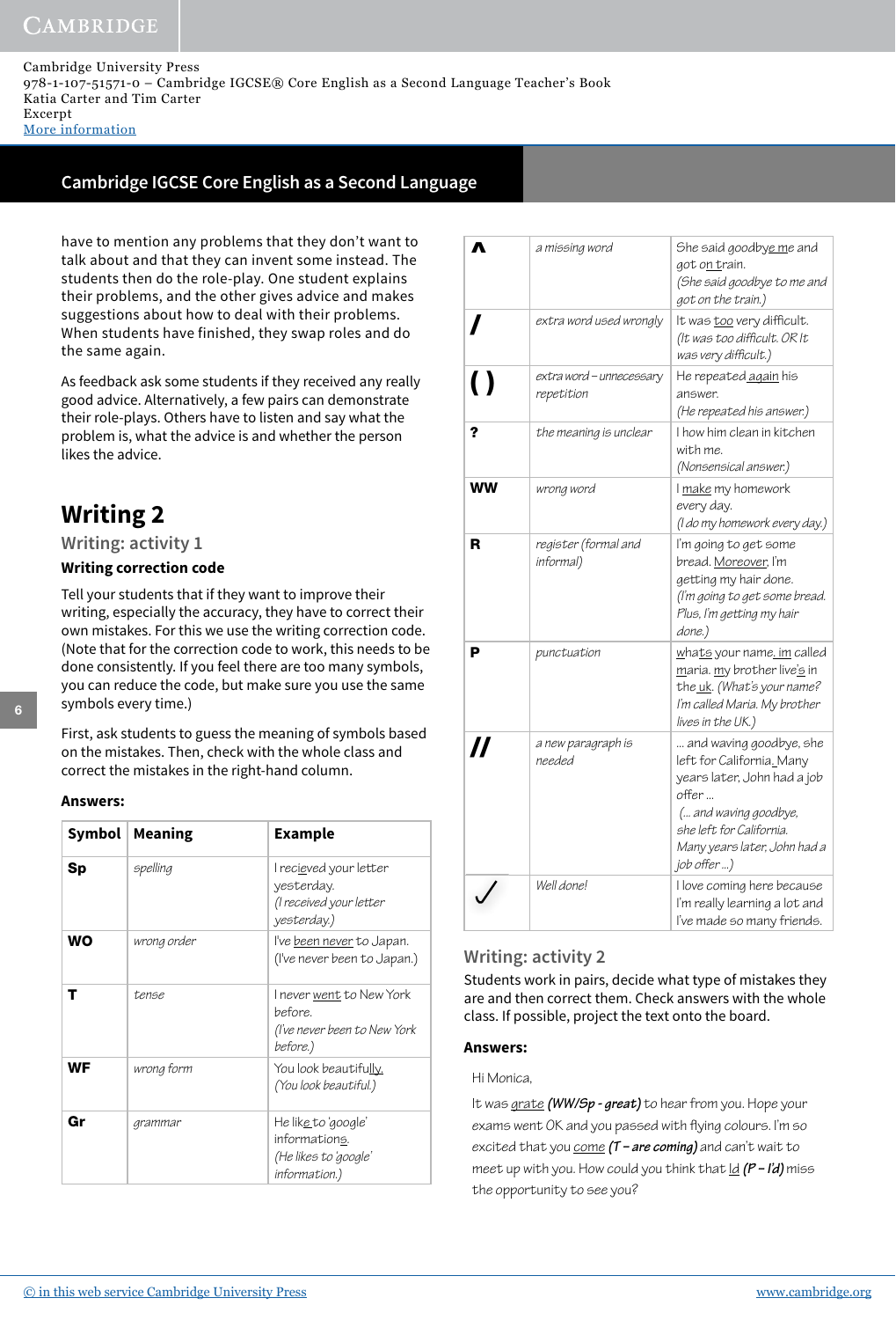have to mention any problems that they don't want to talk about and that they can invent some instead. The students then do the role-play. One student explains their problems, and the other gives advice and makes suggestions about how to deal with their problems. When students have finished, they swap roles and do the same again.

As feedback ask some students if they received any really good advice. Alternatively, a few pairs can demonstrate their role-plays. Others have to listen and say what the problem is, what the advice is and whether the person likes the advice.

# Writing 2

## Writing: activity 1

### Writing correction code

Tell your students that if they want to improve their writing, especially the accuracy, they have to correct their own mistakes. For this we use the writing correction code. (Note that for the correction code to work, this needs to be done consistently. If you feel there are too many symbols, you can reduce the code, but make sure you use the same symbols every time.)

First, ask students to guess the meaning of symbols based on the mistakes. Then, check with the whole class and correct the mistakes in the right-hand column.

**Answers:**

| Symbol | Meaning | Example |
|---|---|---|
| **Sp** | *spelling* | I recieved your letter yesterday. *(I received your letter yesterday.)* |
| **WO** | *wrong order* | I've been never to Japan. (I've never been to Japan.) |
| **T** | *tense* | I never went to New York before. *(I've never been to New York before.)* |
| **WF** | *wrong form* | You look beautifully. *(You look beautiful.)* |
| **Gr** | *grammar* | He like to 'google' informations. *(He likes to 'google' information.)* |
| **ʌ** | *a missing word* | She said goodbye me and got on train. *(She said goodbye to me and got on the train.)* |
| **/** | *extra word used wrongly* | It was too very difficult. *(It was too difficult. OR It was very difficult.)* |
| **( )** | *extra word – unnecessary repetition* | He repeated again his answer. *(He repeated his answer.)* |
| **?** | *the meaning is unclear* | I how him clean in kitchen with me. *(Nonsensical answer.)* |
| **WW** | *wrong word* | I make my homework every day. *(I do my homework every day.)* |
| **R** | *register (formal and informal)* | I'm going to get some bread. Moreover, I'm getting my hair done. *(I'm going to get some bread. Plus, I'm getting my hair done.)* |
| **P** | *punctuation* | whats your name, im called maria. my brother live's in the uk. *(What's your name? I'm called Maria. My brother lives in the UK.)* |
| **//** | *a new paragraph is needed* | ... and waving goodbye, she left for California. Many years later, John had a job offer ... *(... and waving goodbye, she left for California. Many years later, John had a job offer ...)* |
| ✓ | *Well done!* | I love coming here because I'm really learning a lot and I've made so many friends. |

## Writing: activity 2

Students work in pairs, decide what type of mistakes they are and then correct them. Check answers with the whole class. If possible, project the text onto the board.

**Answers:**

Hi Monica,

It was grate ***(WW/Sp - great)*** to hear from you. Hope your exams went OK and you passed with flying colours. I'm so excited that you come ***(T – are coming)*** and can't wait to meet up with you. How could you think that Id ***(P – I'd)*** miss the opportunity to see you?